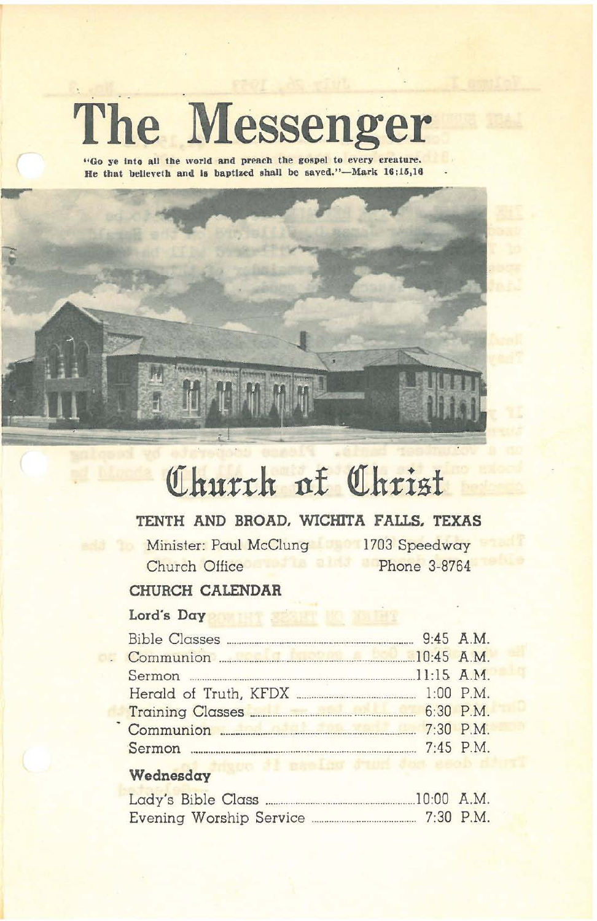# The Messenger

"Go ye into all the world and preach the gospel to every creature. He that believeth and is baptized shall be saved."—Mark 16:15,16

## Church of Christ

### TENTH AND BROAD, WICHITA FALLS, TEXAS

Minister: Paul McClung — 1703 Speedway

Church Office — Phone 3-8764

### CHURCH CALENDAR

**Lord's Day**

| | |
|---|---|
| Bible Classes | 9:45 A.M. |
| Communion | 10:45 A.M. |
| Sermon | 11:15 A.M. |
| Herald of Truth, KFDX | 1:00 P.M. |
| Training Classes | 6:30 P.M. |
| Communion | 7:30 P.M. |
| Sermon | 7:45 P.M. |

**Wednesday**

| | |
|---|---|
| Lady's Bible Class | 10:00 A.M. |
| Evening Worship Service | 7:30 P.M. |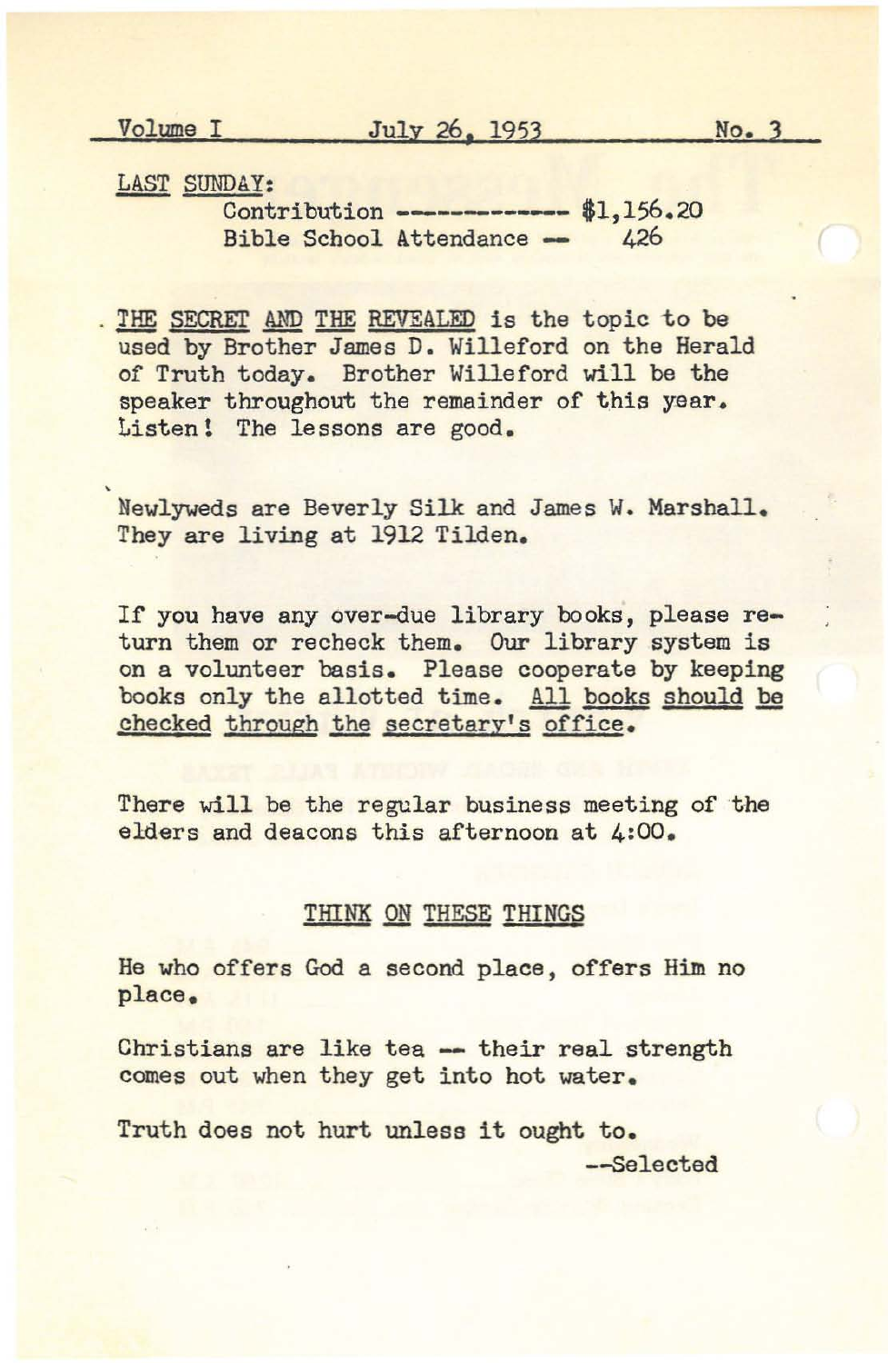Volume I — July 26, 1953 — No. 3

**LAST SUNDAY:**

Contribution ------------ $1,156.20
Bible School Attendance -- 426

**THE SECRET AND THE REVEALED** is the topic to be used by Brother James D. Willeford on the Herald of Truth today. Brother Willeford will be the speaker throughout the remainder of this year. Listen! The lessons are good.

Newlyweds are Beverly Silk and James W. Marshall. They are living at 1912 Tilden.

If you have any over-due library books, please return them or recheck them. Our library system is on a volunteer basis. Please cooperate by keeping books only the allotted time. All books should be checked through the secretary's office.

There will be the regular business meeting of the elders and deacons this afternoon at 4:00.

## THINK ON THESE THINGS

He who offers God a second place, offers Him no place.

Christians are like tea -- their real strength comes out when they get into hot water.

Truth does not hurt unless it ought to.

--Selected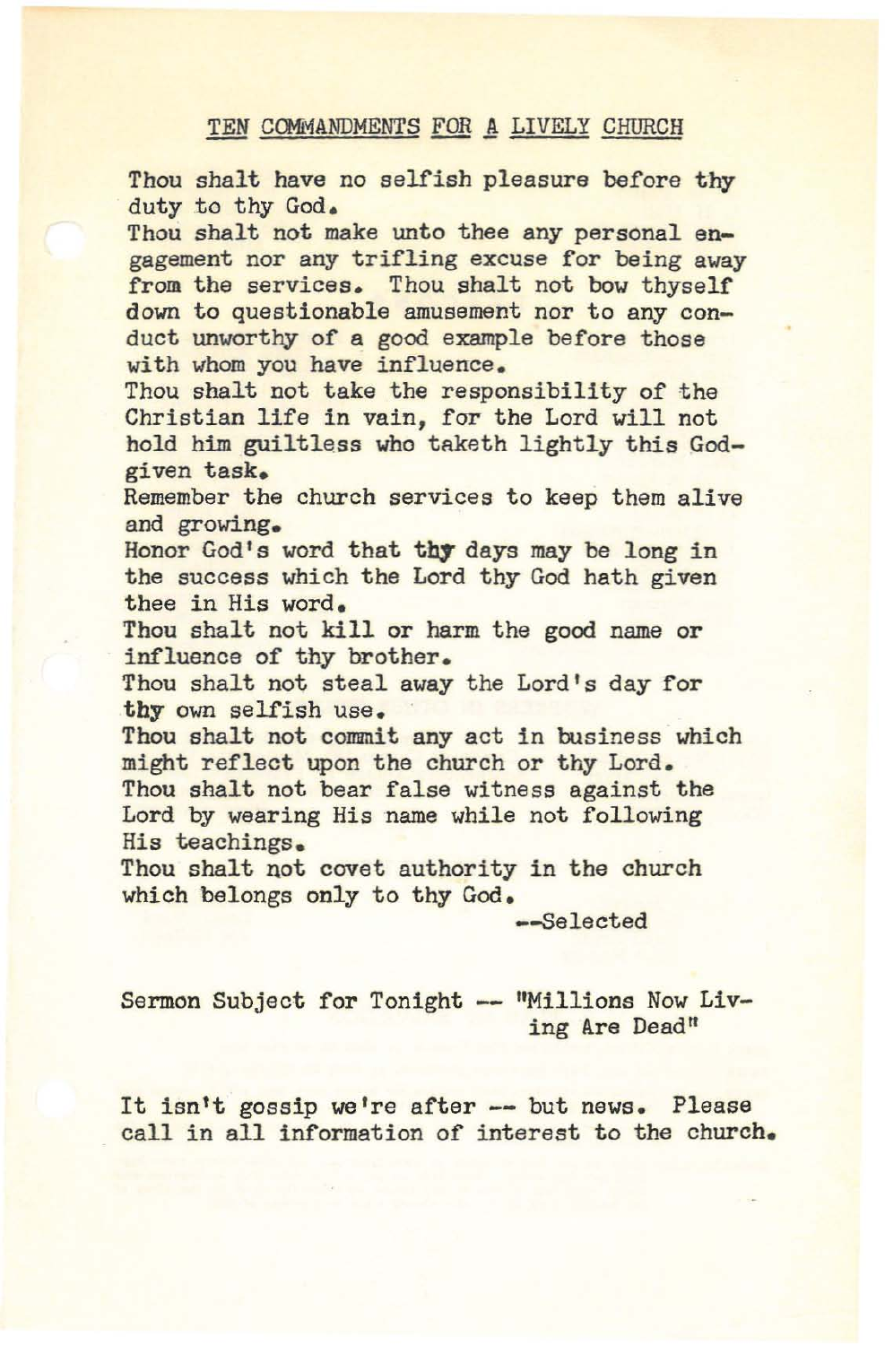## TEN COMMANDMENTS FOR A LIVELY CHURCH

Thou shalt have no selfish pleasure before thy duty to thy God.
Thou shalt not make unto thee any personal engagement nor any trifling excuse for being away from the services. Thou shalt not bow thyself down to questionable amusement nor to any conduct unworthy of a good example before those with whom you have influence.
Thou shalt not take the responsibility of the Christian life in vain, for the Lord will not hold him guiltless who taketh lightly this God-given task.
Remember the church services to keep them alive and growing.
Honor God's word that thy days may be long in the success which the Lord thy God hath given thee in His word.
Thou shalt not kill or harm the good name or influence of thy brother.
Thou shalt not steal away the Lord's day for thy own selfish use.
Thou shalt not commit any act in business which might reflect upon the church or thy Lord.
Thou shalt not bear false witness against the Lord by wearing His name while not following His teachings.
Thou shalt not covet authority in the church which belongs only to thy God.

--Selected

Sermon Subject for Tonight -- "Millions Now Living Are Dead"

It isn't gossip we're after -- but news. Please call in all information of interest to the church.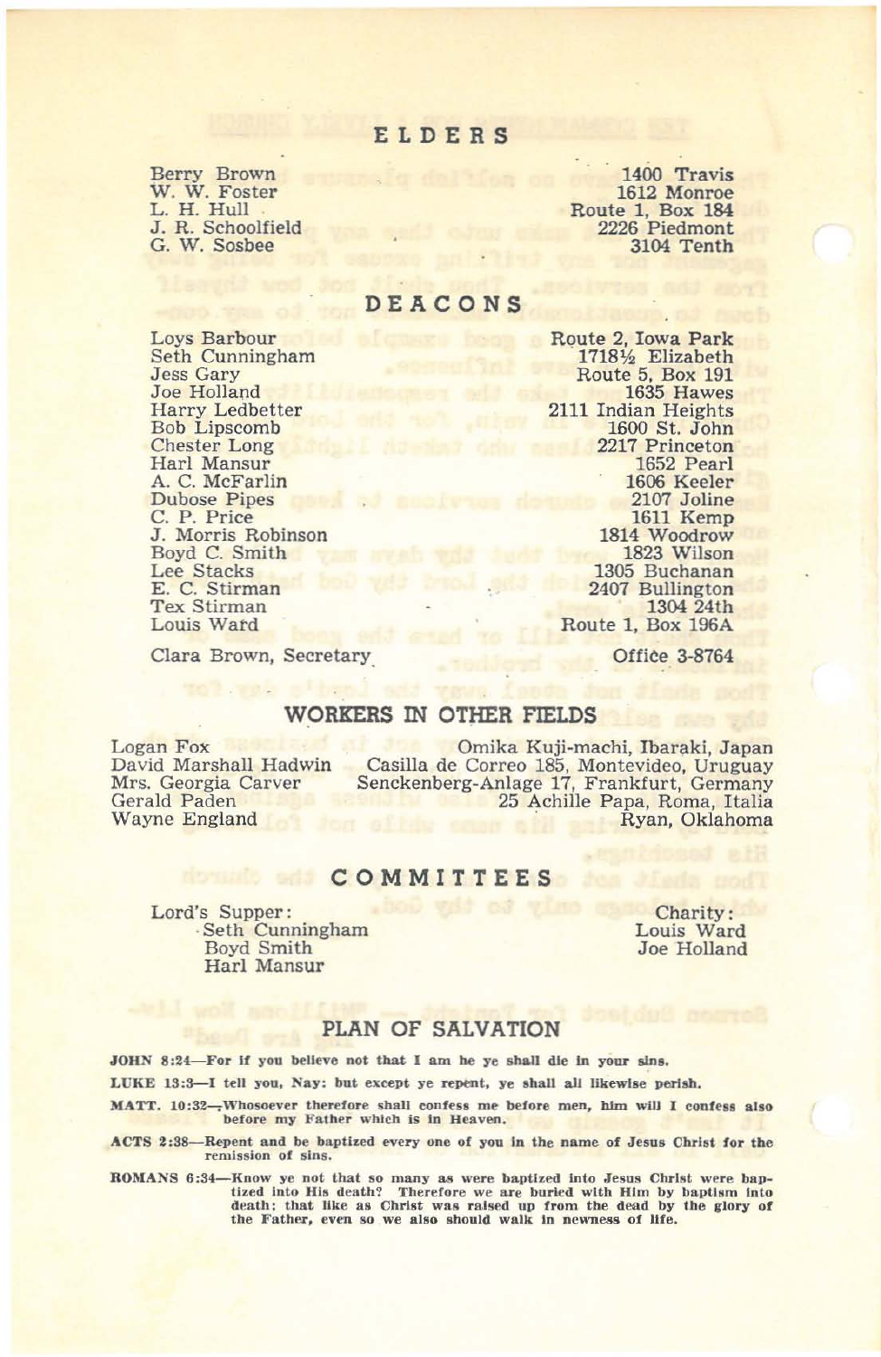## ELDERS

| | |
|---|---|
| Berry Brown | 1400 Travis |
| W. W. Foster | 1612 Monroe |
| L. H. Hull | Route 1, Box 184 |
| J. R. Schoolfield | 2226 Piedmont |
| G. W. Sosbee | 3104 Tenth |

## DEACONS

| | |
|---|---|
| Loys Barbour | Route 2, Iowa Park |
| Seth Cunningham | 1718½ Elizabeth |
| Jess Gary | Route 5, Box 191 |
| Joe Holland | 1635 Hawes |
| Harry Ledbetter | 2111 Indian Heights |
| Bob Lipscomb | 1600 St. John |
| Chester Long | 2217 Princeton |
| Harl Mansur | 1652 Pearl |
| A. C. McFarlin | 1606 Keeler |
| Dubose Pipes | 2107 Joline |
| C. P. Price | 1611 Kemp |
| J. Morris Robinson | 1814 Woodrow |
| Boyd C. Smith | 1823 Wilson |
| Lee Stacks | 1305 Buchanan |
| E. C. Stirman | 2407 Bullington |
| Tex Stirman | 1304 24th |
| Louis Ward | Route 1, Box 196A |

Clara Brown, Secretary — Office 3-8764

## WORKERS IN OTHER FIELDS

| | |
|---|---|
| Logan Fox | Omika Kuji-machi, Ibaraki, Japan |
| David Marshall Hadwin | Casilla de Correo 185, Montevideo, Uruguay |
| Mrs. Georgia Carver | Senckenberg-Anlage 17, Frankfurt, Germany |
| Gerald Paden | 25 Achille Papa, Roma, Italia |
| Wayne England | Ryan, Oklahoma |

## COMMITTEES

Lord's Supper:
- Seth Cunningham
- Boyd Smith
- Harl Mansur

Charity:
- Louis Ward
- Joe Holland

## PLAN OF SALVATION

**JOHN 8:24—For if you believe not that I am he ye shall die in your sins.**

**LUKE 13:3—I tell you, Nay: but except ye repent, ye shall all likewise perish.**

**MATT. 10:32—Whosoever therefore shall confess me before men, him will I confess also before my Father which is in Heaven.**

**ACTS 2:38—Repent and be baptized every one of you in the name of Jesus Christ for the remission of sins.**

**ROMANS 6:34—Know ye not that so many as were baptized into Jesus Christ were baptized into His death? Therefore we are buried with Him by baptism into death: that like as Christ was raised up from the dead by the glory of the Father, even so we also should walk in newness of life.**